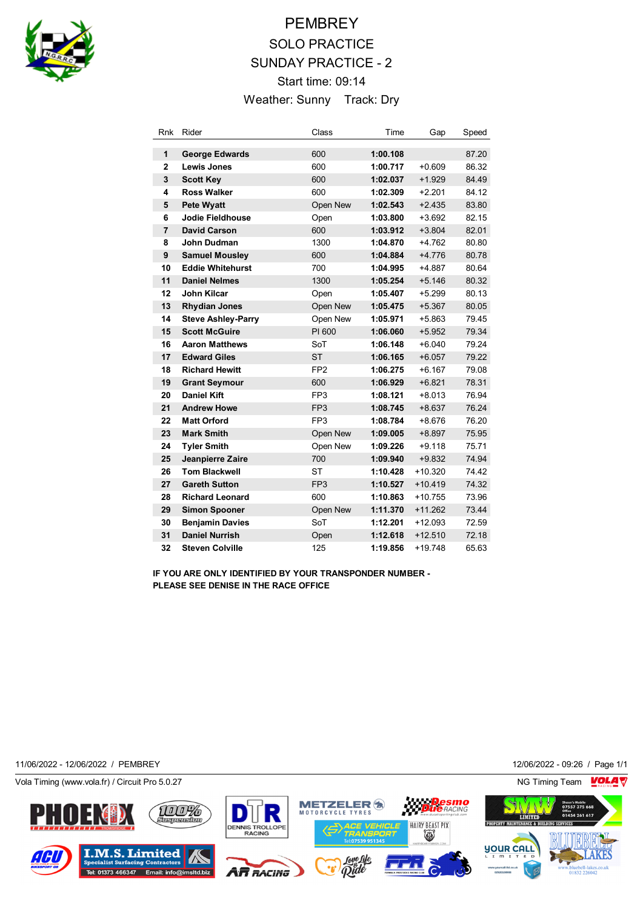# PEMBREY

## SOLO PRACTICE

## SUNDAY PRACTICE - 2

Start time: 09:14

Weather: Sunny Track: Dry

| Rnk | Rider | Class | Time | Gap | Speed |
|---|---|---|---|---|---|
| 1 | **George Edwards** | 600 | **1:00.108** | | 87.20 |
| 2 | **Lewis Jones** | 600 | **1:00.717** | +0.609 | 86.32 |
| 3 | **Scott Key** | 600 | **1:02.037** | +1.929 | 84.49 |
| 4 | **Ross Walker** | 600 | **1:02.309** | +2.201 | 84.12 |
| 5 | **Pete Wyatt** | Open New | **1:02.543** | +2.435 | 83.80 |
| 6 | **Jodie Fieldhouse** | Open | **1:03.800** | +3.692 | 82.15 |
| 7 | **David Carson** | 600 | **1:03.912** | +3.804 | 82.01 |
| 8 | **John Dudman** | 1300 | **1:04.870** | +4.762 | 80.80 |
| 9 | **Samuel Mousley** | 600 | **1:04.884** | +4.776 | 80.78 |
| 10 | **Eddie Whitehurst** | 700 | **1:04.995** | +4.887 | 80.64 |
| 11 | **Daniel Nelmes** | 1300 | **1:05.254** | +5.146 | 80.32 |
| 12 | **John Kilcar** | Open | **1:05.407** | +5.299 | 80.13 |
| 13 | **Rhydian Jones** | Open New | **1:05.475** | +5.367 | 80.05 |
| 14 | **Steve Ashley-Parry** | Open New | **1:05.971** | +5.863 | 79.45 |
| 15 | **Scott McGuire** | PI 600 | **1:06.060** | +5.952 | 79.34 |
| 16 | **Aaron Matthews** | SoT | **1:06.148** | +6.040 | 79.24 |
| 17 | **Edward Giles** | ST | **1:06.165** | +6.057 | 79.22 |
| 18 | **Richard Hewitt** | FP2 | **1:06.275** | +6.167 | 79.08 |
| 19 | **Grant Seymour** | 600 | **1:06.929** | +6.821 | 78.31 |
| 20 | **Daniel Kift** | FP3 | **1:08.121** | +8.013 | 76.94 |
| 21 | **Andrew Howe** | FP3 | **1:08.745** | +8.637 | 76.24 |
| 22 | **Matt Orford** | FP3 | **1:08.784** | +8.676 | 76.20 |
| 23 | **Mark Smith** | Open New | **1:09.005** | +8.897 | 75.95 |
| 24 | **Tyler Smith** | Open New | **1:09.226** | +9.118 | 75.71 |
| 25 | **Jeanpierre Zaire** | 700 | **1:09.940** | +9.832 | 74.94 |
| 26 | **Tom Blackwell** | ST | **1:10.428** | +10.320 | 74.42 |
| 27 | **Gareth Sutton** | FP3 | **1:10.527** | +10.419 | 74.32 |
| 28 | **Richard Leonard** | 600 | **1:10.863** | +10.755 | 73.96 |
| 29 | **Simon Spooner** | Open New | **1:11.370** | +11.262 | 73.44 |
| 30 | **Benjamin Davies** | SoT | **1:12.201** | +12.093 | 72.59 |
| 31 | **Daniel Nurrish** | Open | **1:12.618** | +12.510 | 72.18 |
| 32 | **Steven Colville** | 125 | **1:19.856** | +19.748 | 65.63 |

**IF YOU ARE ONLY IDENTIFIED BY YOUR TRANSPONDER NUMBER - PLEASE SEE DENISE IN THE RACE OFFICE**

11/06/2022 - 12/06/2022 / PEMBREY

12/06/2022 - 09:26

Vola Timing (www.vola.fr) / Circuit Pro 5.0.27

NG Timing Team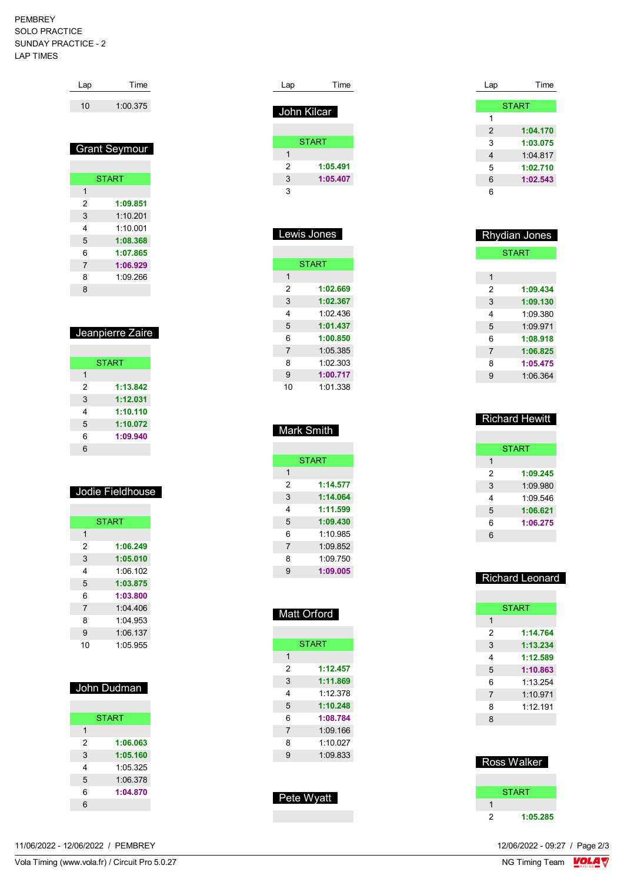PEMBREY
SOLO PRACTICE
SUNDAY PRACTICE - 2
LAP TIMES

| Lap | Time |
| --- | --- |
| 10 | 1:00.375 |

## Grant Seymour

| Lap | Time |
| --- | --- |
| START | |
| 1 | |
| 2 | **1:09.851** |
| 3 | 1:10.201 |
| 4 | 1:10.001 |
| 5 | **1:08.368** |
| 6 | **1:07.865** |
| 7 | **1:06.929** |
| 8 | 1:09.266 |
| 8 | |

## Jeanpierre Zaire

| Lap | Time |
| --- | --- |
| START | |
| 1 | |
| 2 | **1:13.842** |
| 3 | **1:12.031** |
| 4 | **1:10.110** |
| 5 | **1:10.072** |
| 6 | **1:09.940** |
| 6 | |

## Jodie Fieldhouse

| Lap | Time |
| --- | --- |
| START | |
| 1 | |
| 2 | **1:06.249** |
| 3 | **1:05.010** |
| 4 | 1:06.102 |
| 5 | **1:03.875** |
| 6 | **1:03.800** |
| 7 | 1:04.406 |
| 8 | 1:04.953 |
| 9 | 1:06.137 |
| 10 | 1:05.955 |

## John Dudman

| Lap | Time |
| --- | --- |
| START | |
| 1 | |
| 2 | **1:06.063** |
| 3 | **1:05.160** |
| 4 | 1:05.325 |
| 5 | 1:06.378 |
| 6 | **1:04.870** |
| 6 | |

## John Kilcar

| Lap | Time |
| --- | --- |
| START | |
| 1 | |
| 2 | **1:05.491** |
| 3 | **1:05.407** |
| 3 | |

## Lewis Jones

| Lap | Time |
| --- | --- |
| START | |
| 1 | |
| 2 | **1:02.669** |
| 3 | **1:02.367** |
| 4 | 1:02.436 |
| 5 | **1:01.437** |
| 6 | **1:00.850** |
| 7 | 1:05.385 |
| 8 | 1:02.303 |
| 9 | **1:00.717** |
| 10 | 1:01.338 |

## Mark Smith

| Lap | Time |
| --- | --- |
| START | |
| 1 | |
| 2 | **1:14.577** |
| 3 | **1:14.064** |
| 4 | **1:11.599** |
| 5 | **1:09.430** |
| 6 | 1:10.985 |
| 7 | 1:09.852 |
| 8 | 1:09.750 |
| 9 | **1:09.005** |

## Matt Orford

| Lap | Time |
| --- | --- |
| START | |
| 1 | |
| 2 | **1:12.457** |
| 3 | **1:11.869** |
| 4 | 1:12.378 |
| 5 | **1:10.248** |
| 6 | **1:08.784** |
| 7 | 1:09.166 |
| 8 | 1:10.027 |
| 9 | 1:09.833 |

## Pete Wyatt

| Lap | Time |
| --- | --- |
| START | |
| 1 | |
| 2 | **1:04.170** |
| 3 | **1:03.075** |
| 4 | 1:04.817 |
| 5 | **1:02.710** |
| 6 | **1:02.543** |
| 6 | |

## Rhydian Jones

| Lap | Time |
| --- | --- |
| START | |
| 1 | |
| 2 | **1:09.434** |
| 3 | **1:09.130** |
| 4 | 1:09.380 |
| 5 | 1:09.971 |
| 6 | **1:08.918** |
| 7 | **1:06.825** |
| 8 | **1:05.475** |
| 9 | 1:06.364 |

## Richard Hewitt

| Lap | Time |
| --- | --- |
| START | |
| 1 | |
| 2 | **1:09.245** |
| 3 | 1:09.980 |
| 4 | 1:09.546 |
| 5 | **1:06.621** |
| 6 | **1:06.275** |
| 6 | |

## Richard Leonard

| Lap | Time |
| --- | --- |
| START | |
| 1 | |
| 2 | **1:14.764** |
| 3 | **1:13.234** |
| 4 | **1:12.589** |
| 5 | **1:10.863** |
| 6 | 1:13.254 |
| 7 | 1:10.971 |
| 8 | 1:12.191 |
| 8 | |

## Ross Walker

| Lap | Time |
| --- | --- |
| START | |
| 1 | |
| 2 | **1:05.285** |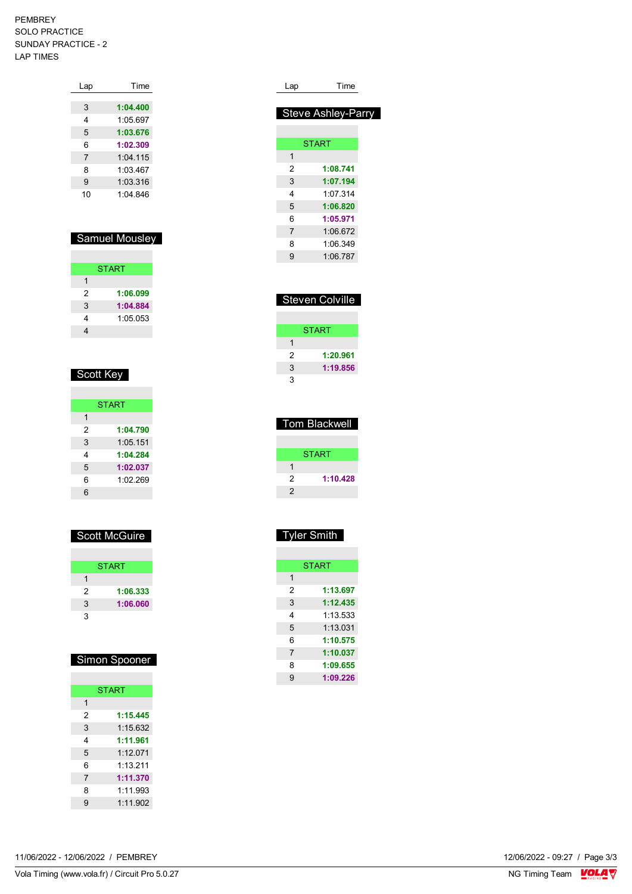PEMBREY
SOLO PRACTICE
SUNDAY PRACTICE - 2
LAP TIMES

| Lap | Time |
|---|---|
| 3 | **1:04.400** |
| 4 | 1:05.697 |
| 5 | **1:03.676** |
| 6 | **1:02.309** |
| 7 | 1:04.115 |
| 8 | 1:03.467 |
| 9 | 1:03.316 |
| 10 | 1:04.846 |

## Samuel Mousley

| Lap | Time |
|---|---|
| START | |
| 1 | |
| 2 | **1:06.099** |
| 3 | **1:04.884** |
| 4 | 1:05.053 |
| 4 | |

## Scott Key

| Lap | Time |
|---|---|
| START | |
| 1 | |
| 2 | **1:04.790** |
| 3 | 1:05.151 |
| 4 | **1:04.284** |
| 5 | **1:02.037** |
| 6 | 1:02.269 |
| 6 | |

## Scott McGuire

| Lap | Time |
|---|---|
| START | |
| 1 | |
| 2 | **1:06.333** |
| 3 | **1:06.060** |
| 3 | |

## Simon Spooner

| Lap | Time |
|---|---|
| START | |
| 1 | |
| 2 | **1:15.445** |
| 3 | 1:15.632 |
| 4 | **1:11.961** |
| 5 | 1:12.071 |
| 6 | 1:13.211 |
| 7 | **1:11.370** |
| 8 | 1:11.993 |
| 9 | 1:11.902 |

## Steve Ashley-Parry

| Lap | Time |
|---|---|
| START | |
| 1 | |
| 2 | **1:08.741** |
| 3 | **1:07.194** |
| 4 | 1:07.314 |
| 5 | **1:06.820** |
| 6 | **1:05.971** |
| 7 | 1:06.672 |
| 8 | 1:06.349 |
| 9 | 1:06.787 |

## Steven Colville

| Lap | Time |
|---|---|
| START | |
| 1 | |
| 2 | **1:20.961** |
| 3 | **1:19.856** |
| 3 | |

## Tom Blackwell

| Lap | Time |
|---|---|
| START | |
| 1 | |
| 2 | **1:10.428** |
| 2 | |

## Tyler Smith

| Lap | Time |
|---|---|
| START | |
| 1 | |
| 2 | **1:13.697** |
| 3 | **1:12.435** |
| 4 | 1:13.533 |
| 5 | 1:13.031 |
| 6 | **1:10.575** |
| 7 | **1:10.037** |
| 8 | **1:09.655** |
| 9 | **1:09.226** |

11/06/2022 - 12/06/2022 / PEMBREY

12/06/2022 - 09:27

Vola Timing (www.vola.fr) / Circuit Pro 5.0.27

NG Timing Team